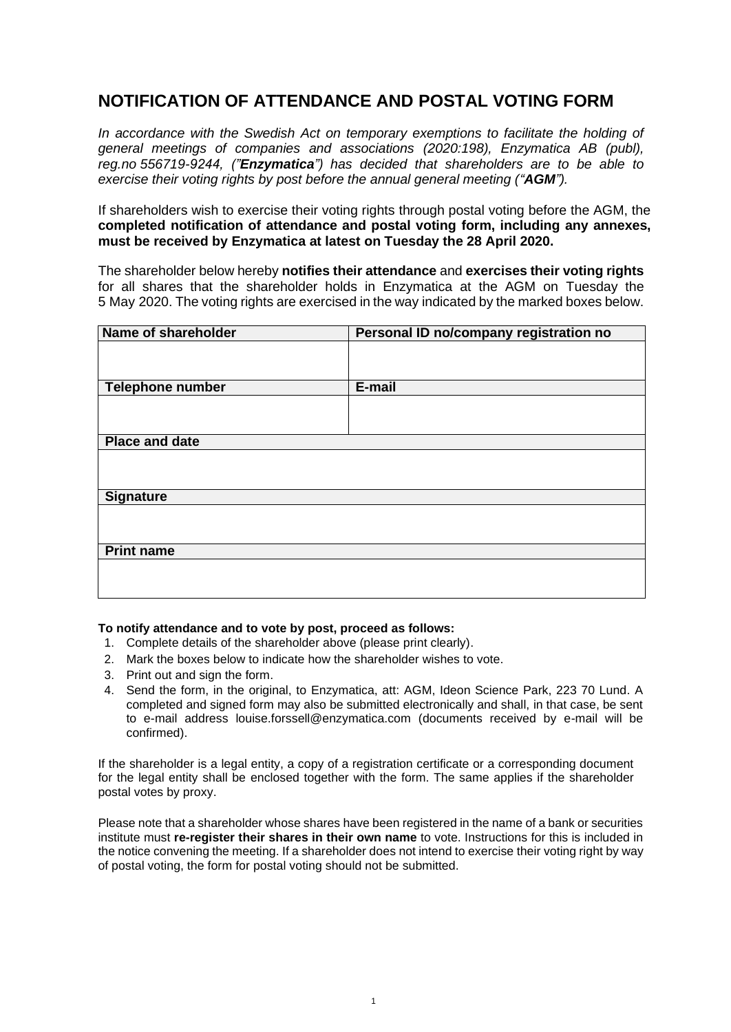# NOTIFICATION OF ATTENDANCE AND POSTAL VOTING FORM

*In accordance with the Swedish Act on temporary exemptions to facilitate the holding of general meetings of companies and associations (2020:198), Enzymatica AB (publ), reg.no 556719-9244, ("**Enzymatica**") has decided that shareholders are to be able to exercise their voting rights by post before the annual general meeting ("**AGM**").*

If shareholders wish to exercise their voting rights through postal voting before the AGM, the **completed notification of attendance and postal voting form, including any annexes, must be received by Enzymatica at latest on Tuesday the 28 April 2020.**

The shareholder below hereby **notifies their attendance** and **exercises their voting rights** for all shares that the shareholder holds in Enzymatica at the AGM on Tuesday the 5 May 2020. The voting rights are exercised in the way indicated by the marked boxes below.

| Name of shareholder | Personal ID no/company registration no |
|---|---|
| | |
| **Telephone number** | **E-mail** |
| | |
| **Place and date** | |
| | |
| **Signature** | |
| | |
| **Print name** | |
| | |

**To notify attendance and to vote by post, proceed as follows:**

1. Complete details of the shareholder above (please print clearly).
2. Mark the boxes below to indicate how the shareholder wishes to vote.
3. Print out and sign the form.
4. Send the form, in the original, to Enzymatica, att: AGM, Ideon Science Park, 223 70 Lund. A completed and signed form may also be submitted electronically and shall, in that case, be sent to e-mail address louise.forssell@enzymatica.com (documents received by e-mail will be confirmed).

If the shareholder is a legal entity, a copy of a registration certificate or a corresponding document for the legal entity shall be enclosed together with the form. The same applies if the shareholder postal votes by proxy.

Please note that a shareholder whose shares have been registered in the name of a bank or securities institute must **re-register their shares in their own name** to vote. Instructions for this is included in the notice convening the meeting. If a shareholder does not intend to exercise their voting right by way of postal voting, the form for postal voting should not be submitted.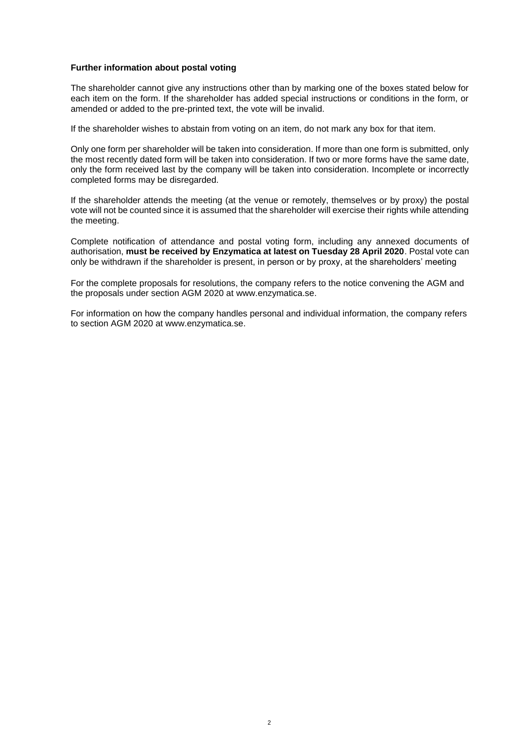**Further information about postal voting**

The shareholder cannot give any instructions other than by marking one of the boxes stated below for each item on the form. If the shareholder has added special instructions or conditions in the form, or amended or added to the pre-printed text, the vote will be invalid.

If the shareholder wishes to abstain from voting on an item, do not mark any box for that item.

Only one form per shareholder will be taken into consideration. If more than one form is submitted, only the most recently dated form will be taken into consideration. If two or more forms have the same date, only the form received last by the company will be taken into consideration. Incomplete or incorrectly completed forms may be disregarded.

If the shareholder attends the meeting (at the venue or remotely, themselves or by proxy) the postal vote will not be counted since it is assumed that the shareholder will exercise their rights while attending the meeting.

Complete notification of attendance and postal voting form, including any annexed documents of authorisation, **must be received by Enzymatica at latest on Tuesday 28 April 2020**. Postal vote can only be withdrawn if the shareholder is present, in person or by proxy, at the shareholders' meeting

For the complete proposals for resolutions, the company refers to the notice convening the AGM and the proposals under section AGM 2020 at www.enzymatica.se.

For information on how the company handles personal and individual information, the company refers to section AGM 2020 at www.enzymatica.se.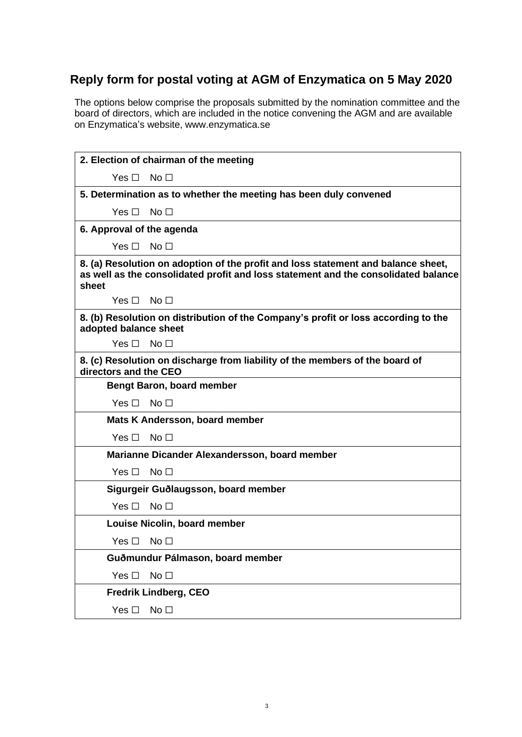## Reply form for postal voting at AGM of Enzymatica on 5 May 2020

The options below comprise the proposals submitted by the nomination committee and the board of directors, which are included in the notice convening the AGM and are available on Enzymatica's website, www.enzymatica.se

**2. Election of chairman of the meeting**

Yes ☐ No ☐

**5. Determination as to whether the meeting has been duly convened**

Yes ☐ No ☐

**6. Approval of the agenda**

Yes ☐ No ☐

**8. (a) Resolution on adoption of the profit and loss statement and balance sheet, as well as the consolidated profit and loss statement and the consolidated balance sheet**

Yes ☐ No ☐

**8. (b) Resolution on distribution of the Company's profit or loss according to the adopted balance sheet**

Yes ☐ No ☐

**8. (c) Resolution on discharge from liability of the members of the board of directors and the CEO**

**Bengt Baron, board member**

Yes ☐ No ☐

**Mats K Andersson, board member**

Yes ☐ No ☐

**Marianne Dicander Alexandersson, board member**

Yes ☐ No ☐

**Sigurgeir Guðlaugsson, board member**

Yes ☐ No ☐

**Louise Nicolin, board member**

Yes ☐ No ☐

**Guðmundur Pálmason, board member**

Yes ☐ No ☐

**Fredrik Lindberg, CEO**

Yes ☐ No ☐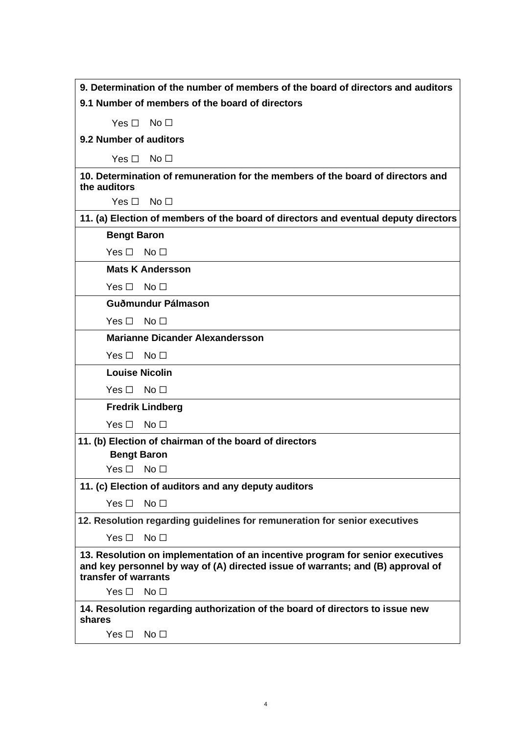| |
|---|
| **9. Determination of the number of members of the board of directors and auditors** |
| **9.1 Number of members of the board of directors** |
| Yes ☐ No ☐ |
| **9.2 Number of auditors** |
| Yes ☐ No ☐ |
| **10. Determination of remuneration for the members of the board of directors and the auditors** |
| Yes ☐ No ☐ |
| **11. (a) Election of members of the board of directors and eventual deputy directors** |
| **Bengt Baron** |
| Yes ☐ No ☐ |
| **Mats K Andersson** |
| Yes ☐ No ☐ |
| **Guðmundur Pálmason** |
| Yes ☐ No ☐ |
| **Marianne Dicander Alexandersson** |
| Yes ☐ No ☐ |
| **Louise Nicolin** |
| Yes ☐ No ☐ |
| **Fredrik Lindberg** |
| Yes ☐ No ☐ |
| **11. (b) Election of chairman of the board of directors** **Bengt Baron** |
| Yes ☐ No ☐ |
| **11. (c) Election of auditors and any deputy auditors** |
| Yes ☐ No ☐ |
| **12. Resolution regarding guidelines for remuneration for senior executives** |
| Yes ☐ No ☐ |
| **13. Resolution on implementation of an incentive program for senior executives and key personnel by way of (A) directed issue of warrants; and (B) approval of transfer of warrants** |
| Yes ☐ No ☐ |
| **14. Resolution regarding authorization of the board of directors to issue new shares** |
| Yes ☐ No ☐ |